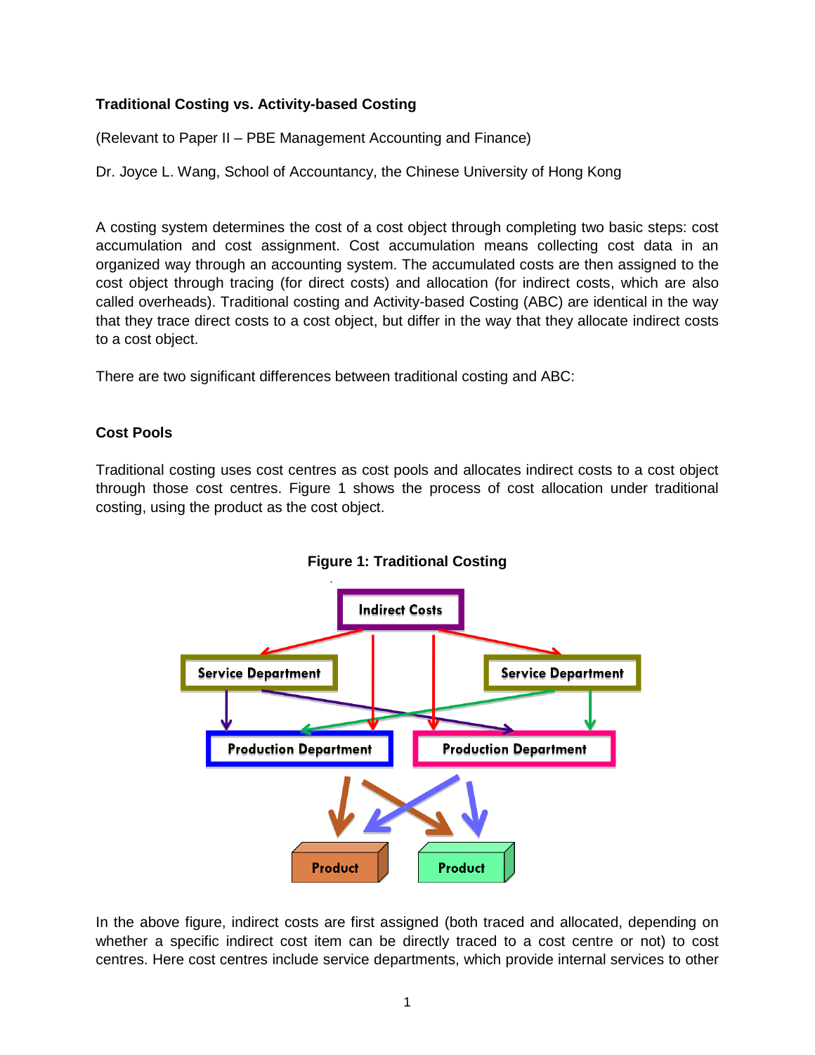**Traditional Costing vs. Activity-based Costing**

(Relevant to Paper II – PBE Management Accounting and Finance)

Dr. Joyce L. Wang, School of Accountancy, the Chinese University of Hong Kong

A costing system determines the cost of a cost object through completing two basic steps: cost accumulation and cost assignment. Cost accumulation means collecting cost data in an organized way through an accounting system. The accumulated costs are then assigned to the cost object through tracing (for direct costs) and allocation (for indirect costs, which are also called overheads). Traditional costing and Activity-based Costing (ABC) are identical in the way that they trace direct costs to a cost object, but differ in the way that they allocate indirect costs to a cost object.

There are two significant differences between traditional costing and ABC:

**Cost Pools**

Traditional costing uses cost centres as cost pools and allocates indirect costs to a cost object through those cost centres. Figure 1 shows the process of cost allocation under traditional costing, using the product as the cost object.

**Figure 1: Traditional Costing**

Indirect Costs

Service Department | Service Department

Production Department | Production Department

Product | Product

In the above figure, indirect costs are first assigned (both traced and allocated, depending on whether a specific indirect cost item can be directly traced to a cost centre or not) to cost centres. Here cost centres include service departments, which provide internal services to other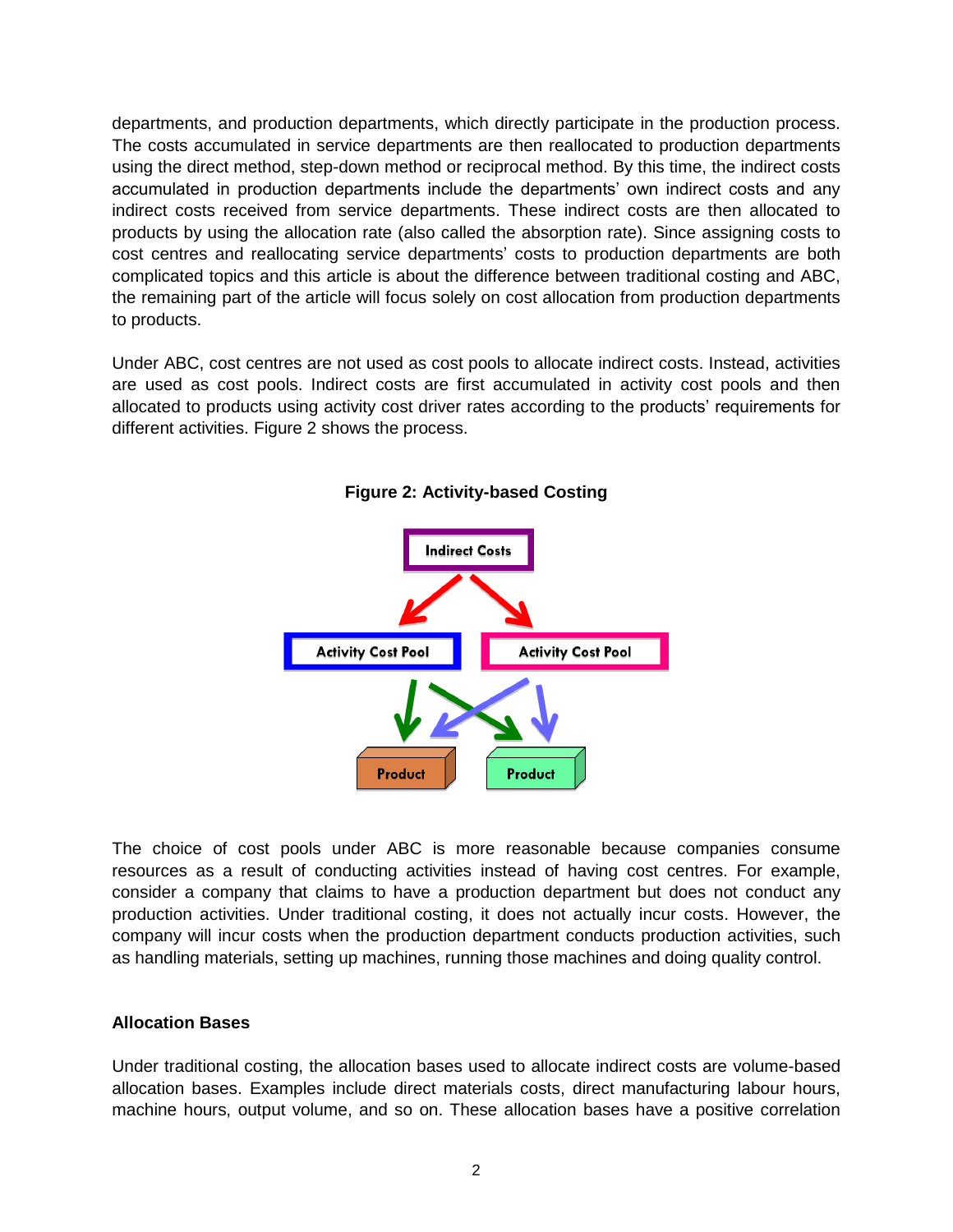departments, and production departments, which directly participate in the production process. The costs accumulated in service departments are then reallocated to production departments using the direct method, step-down method or reciprocal method. By this time, the indirect costs accumulated in production departments include the departments' own indirect costs and any indirect costs received from service departments. These indirect costs are then allocated to products by using the allocation rate (also called the absorption rate). Since assigning costs to cost centres and reallocating service departments' costs to production departments are both complicated topics and this article is about the difference between traditional costing and ABC, the remaining part of the article will focus solely on cost allocation from production departments to products.

Under ABC, cost centres are not used as cost pools to allocate indirect costs. Instead, activities are used as cost pools. Indirect costs are first accumulated in activity cost pools and then allocated to products using activity cost driver rates according to the products' requirements for different activities. Figure 2 shows the process.

**Figure 2: Activity-based Costing**

The choice of cost pools under ABC is more reasonable because companies consume resources as a result of conducting activities instead of having cost centres. For example, consider a company that claims to have a production department but does not conduct any production activities. Under traditional costing, it does not actually incur costs. However, the company will incur costs when the production department conducts production activities, such as handling materials, setting up machines, running those machines and doing quality control.

### Allocation Bases

Under traditional costing, the allocation bases used to allocate indirect costs are volume-based allocation bases. Examples include direct materials costs, direct manufacturing labour hours, machine hours, output volume, and so on. These allocation bases have a positive correlation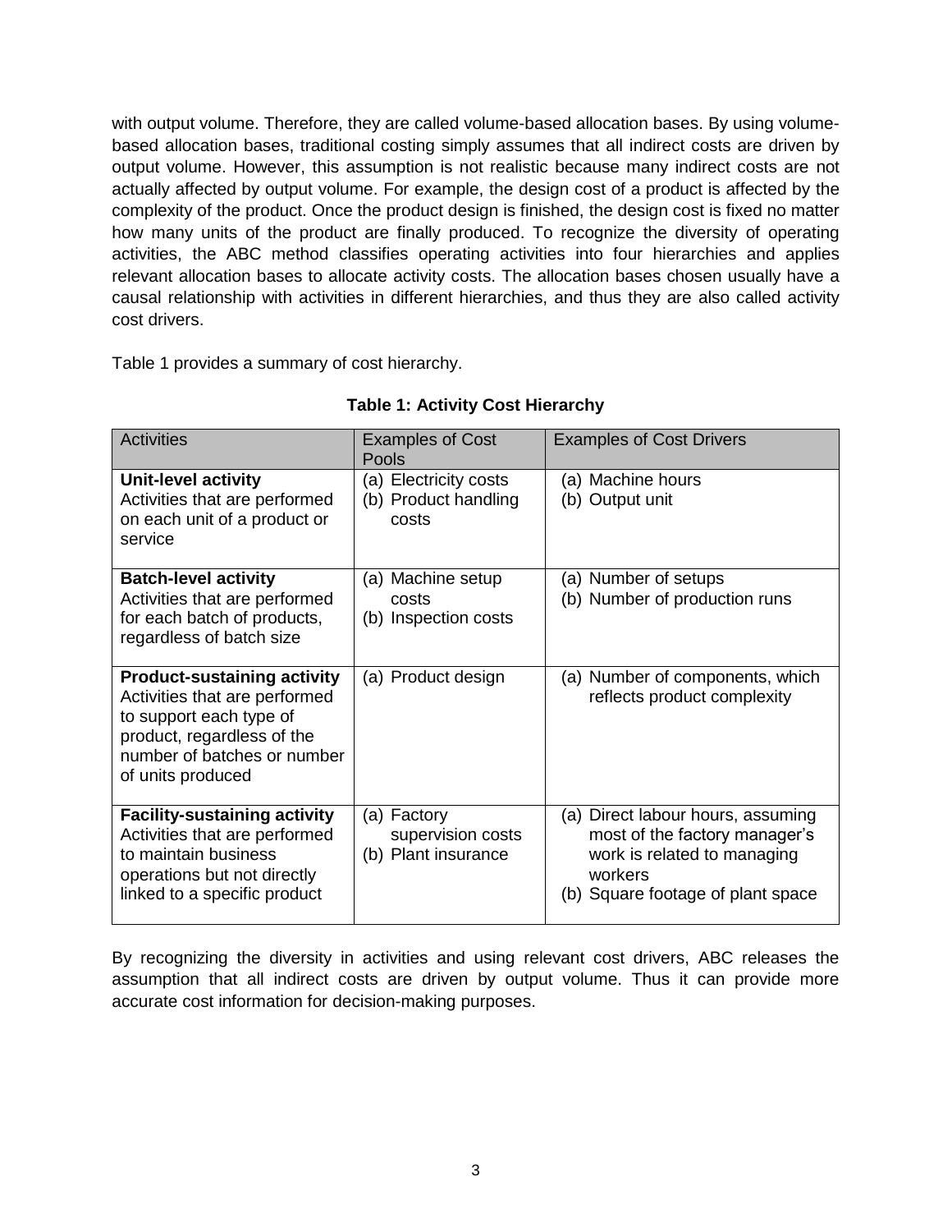with output volume. Therefore, they are called volume-based allocation bases. By using volume-based allocation bases, traditional costing simply assumes that all indirect costs are driven by output volume. However, this assumption is not realistic because many indirect costs are not actually affected by output volume. For example, the design cost of a product is affected by the complexity of the product. Once the product design is finished, the design cost is fixed no matter how many units of the product are finally produced. To recognize the diversity of operating activities, the ABC method classifies operating activities into four hierarchies and applies relevant allocation bases to allocate activity costs. The allocation bases chosen usually have a causal relationship with activities in different hierarchies, and thus they are also called activity cost drivers.

Table 1 provides a summary of cost hierarchy.

**Table 1: Activity Cost Hierarchy**

| Activities | Examples of Cost Pools | Examples of Cost Drivers |
|---|---|---|
| **Unit-level activity** Activities that are performed on each unit of a product or service | (a) Electricity costs (b) Product handling costs | (a) Machine hours (b) Output unit |
| **Batch-level activity** Activities that are performed for each batch of products, regardless of batch size | (a) Machine setup costs (b) Inspection costs | (a) Number of setups (b) Number of production runs |
| **Product-sustaining activity** Activities that are performed to support each type of product, regardless of the number of batches or number of units produced | (a) Product design | (a) Number of components, which reflects product complexity |
| **Facility-sustaining activity** Activities that are performed to maintain business operations but not directly linked to a specific product | (a) Factory supervision costs (b) Plant insurance | (a) Direct labour hours, assuming most of the factory manager's work is related to managing workers (b) Square footage of plant space |

By recognizing the diversity in activities and using relevant cost drivers, ABC releases the assumption that all indirect costs are driven by output volume. Thus it can provide more accurate cost information for decision-making purposes.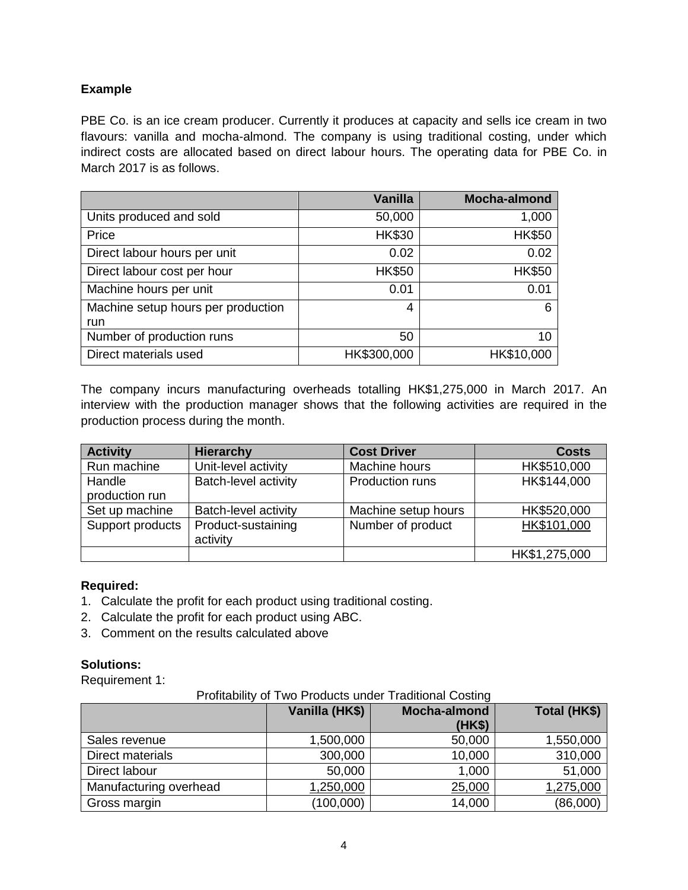**Example**

PBE Co. is an ice cream producer. Currently it produces at capacity and sells ice cream in two flavours: vanilla and mocha-almond. The company is using traditional costing, under which indirect costs are allocated based on direct labour hours. The operating data for PBE Co. in March 2017 is as follows.

| | Vanilla | Mocha-almond |
|---|---:|---:|
| Units produced and sold | 50,000 | 1,000 |
| Price | HK$30 | HK$50 |
| Direct labour hours per unit | 0.02 | 0.02 |
| Direct labour cost per hour | HK$50 | HK$50 |
| Machine hours per unit | 0.01 | 0.01 |
| Machine setup hours per production run | 4 | 6 |
| Number of production runs | 50 | 10 |
| Direct materials used | HK$300,000 | HK$10,000 |

The company incurs manufacturing overheads totalling HK$1,275,000 in March 2017. An interview with the production manager shows that the following activities are required in the production process during the month.

| Activity | Hierarchy | Cost Driver | Costs |
|---|---|---|---:|
| Run machine | Unit-level activity | Machine hours | HK$510,000 |
| Handle production run | Batch-level activity | Production runs | HK$144,000 |
| Set up machine | Batch-level activity | Machine setup hours | HK$520,000 |
| Support products | Product-sustaining activity | Number of product | HK$101,000 |
| | | | HK$1,275,000 |

**Required:**

1. Calculate the profit for each product using traditional costing.
2. Calculate the profit for each product using ABC.
3. Comment on the results calculated above

**Solutions:**

Requirement 1:

Profitability of Two Products under Traditional Costing

| | Vanilla (HK$) | Mocha-almond (HK$) | Total (HK$) |
|---|---:|---:|---:|
| Sales revenue | 1,500,000 | 50,000 | 1,550,000 |
| Direct materials | 300,000 | 10,000 | 310,000 |
| Direct labour | 50,000 | 1,000 | 51,000 |
| Manufacturing overhead | 1,250,000 | 25,000 | 1,275,000 |
| Gross margin | (100,000) | 14,000 | (86,000) |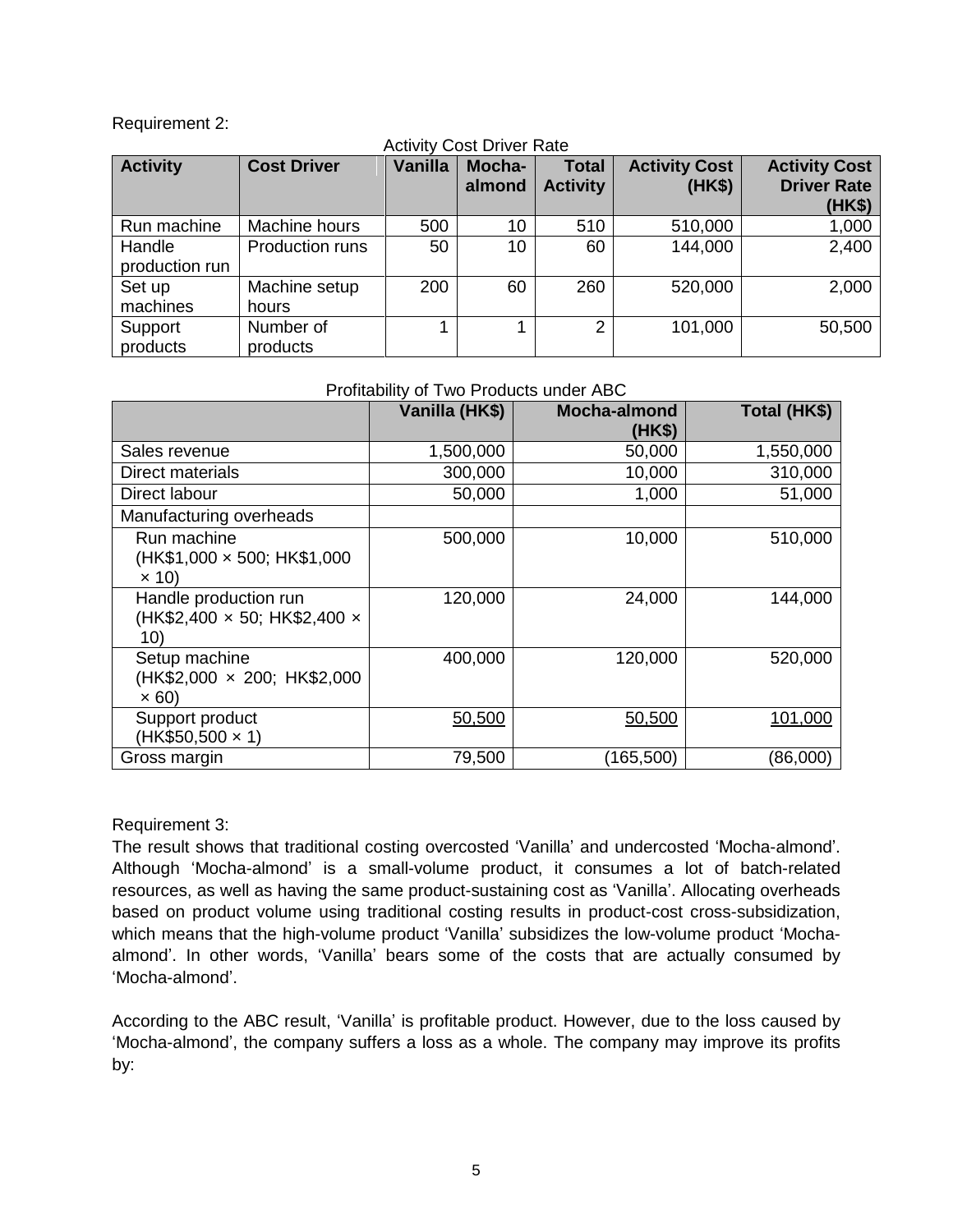Requirement 2:

Activity Cost Driver Rate

| Activity | Cost Driver | Vanilla | Mocha-almond | Total Activity | Activity Cost (HK$) | Activity Cost Driver Rate (HK$) |
|---|---|---|---|---|---|---|
| Run machine | Machine hours | 500 | 10 | 510 | 510,000 | 1,000 |
| Handle production run | Production runs | 50 | 10 | 60 | 144,000 | 2,400 |
| Set up machines | Machine setup hours | 200 | 60 | 260 | 520,000 | 2,000 |
| Support products | Number of products | 1 | 1 | 2 | 101,000 | 50,500 |

Profitability of Two Products under ABC

| | Vanilla (HK$) | Mocha-almond (HK$) | Total (HK$) |
|---|---|---|---|
| Sales revenue | 1,500,000 | 50,000 | 1,550,000 |
| Direct materials | 300,000 | 10,000 | 310,000 |
| Direct labour | 50,000 | 1,000 | 51,000 |
| Manufacturing overheads | | | |
| Run machine (HK$1,000 × 500; HK$1,000 × 10) | 500,000 | 10,000 | 510,000 |
| Handle production run (HK$2,400 × 50; HK$2,400 × 10) | 120,000 | 24,000 | 144,000 |
| Setup machine (HK$2,000 × 200; HK$2,000 × 60) | 400,000 | 120,000 | 520,000 |
| Support product (HK$50,500 × 1) | 50,500 | 50,500 | 101,000 |
| Gross margin | 79,500 | (165,500) | (86,000) |

Requirement 3:

The result shows that traditional costing overcosted 'Vanilla' and undercosted 'Mocha-almond'. Although 'Mocha-almond' is a small-volume product, it consumes a lot of batch-related resources, as well as having the same product-sustaining cost as 'Vanilla'. Allocating overheads based on product volume using traditional costing results in product-cost cross-subsidization, which means that the high-volume product 'Vanilla' subsidizes the low-volume product 'Mocha-almond'. In other words, 'Vanilla' bears some of the costs that are actually consumed by 'Mocha-almond'.

According to the ABC result, 'Vanilla' is profitable product. However, due to the loss caused by 'Mocha-almond', the company suffers a loss as a whole. The company may improve its profits by: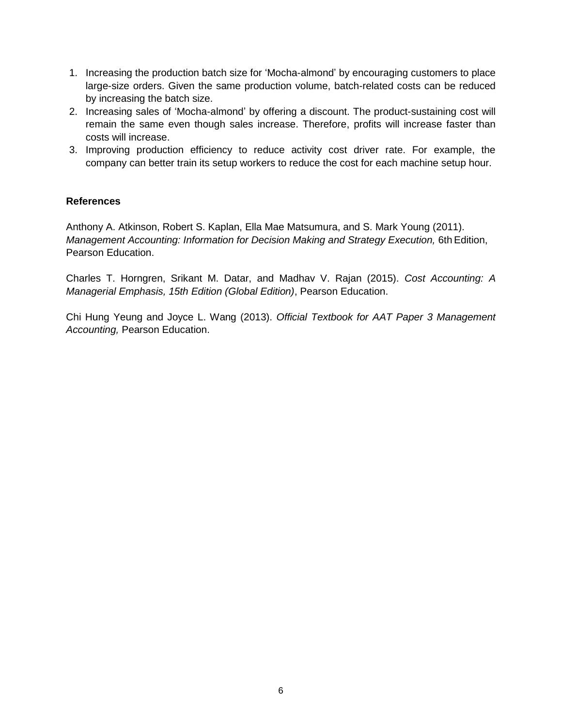1. Increasing the production batch size for 'Mocha-almond' by encouraging customers to place large-size orders. Given the same production volume, batch-related costs can be reduced by increasing the batch size.
2. Increasing sales of 'Mocha-almond' by offering a discount. The product-sustaining cost will remain the same even though sales increase. Therefore, profits will increase faster than costs will increase.
3. Improving production efficiency to reduce activity cost driver rate. For example, the company can better train its setup workers to reduce the cost for each machine setup hour.

**References**

Anthony A. Atkinson, Robert S. Kaplan, Ella Mae Matsumura, and S. Mark Young (2011). *Management Accounting: Information for Decision Making and Strategy Execution,* 6th Edition, Pearson Education.

Charles T. Horngren, Srikant M. Datar, and Madhav V. Rajan (2015). *Cost Accounting: A Managerial Emphasis, 15th Edition (Global Edition)*, Pearson Education.

Chi Hung Yeung and Joyce L. Wang (2013). *Official Textbook for AAT Paper 3 Management Accounting,* Pearson Education.